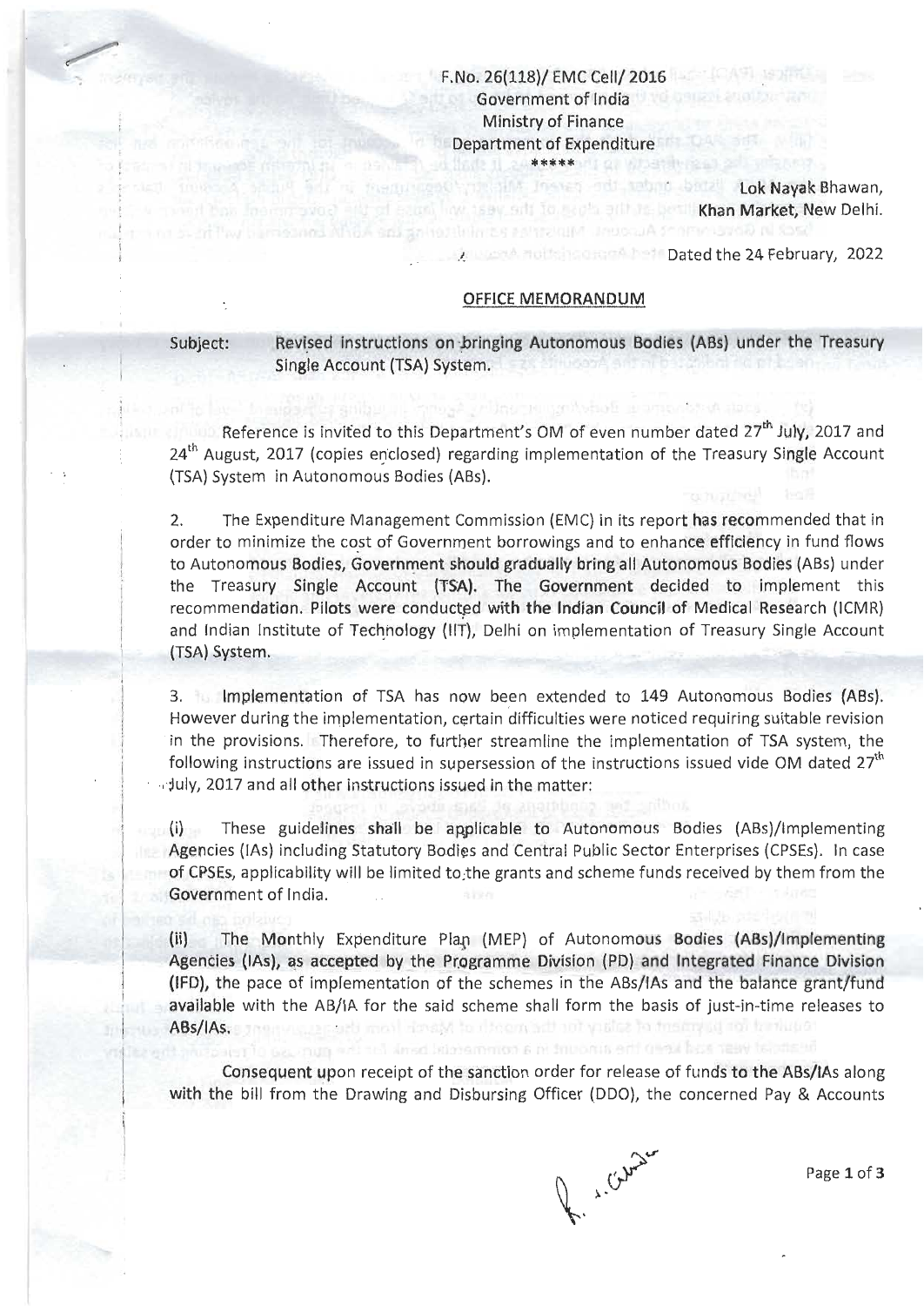F.No. 26(118)/ EMC Cell/ 2016
Government of India
Ministry of Finance
Department of Expenditure
\*\*\*\*\*

Lok Nayak Bhawan,
Khan Market, New Delhi.

Dated the 24 February, 2022

## OFFICE MEMORANDUM

**Subject: Revised instructions on bringing Autonomous Bodies (ABs) under the Treasury Single Account (TSA) System.**

Reference is invited to this Department's OM of even number dated 27th July, 2017 and 24th August, 2017 (copies enclosed) regarding implementation of the Treasury Single Account (TSA) System in Autonomous Bodies (ABs).

2. The Expenditure Management Commission (EMC) in its report has recommended that in order to minimize the cost of Government borrowings and to enhance efficiency in fund flows to Autonomous Bodies, Government should gradually bring all Autonomous Bodies (ABs) under the Treasury Single Account (TSA). The Government decided to implement this recommendation. Pilots were conducted with the Indian Council of Medical Research (ICMR) and Indian Institute of Technology (IIT), Delhi on implementation of Treasury Single Account (TSA) System.

3. Implementation of TSA has now been extended to 149 Autonomous Bodies (ABs). However during the implementation, certain difficulties were noticed requiring suitable revision in the provisions. Therefore, to further streamline the implementation of TSA system, the following instructions are issued in supersession of the instructions issued vide OM dated 27th July, 2017 and all other instructions issued in the matter:

(i) These guidelines shall be applicable to Autonomous Bodies (ABs)/Implementing Agencies (IAs) including Statutory Bodies and Central Public Sector Enterprises (CPSEs). In case of CPSEs, applicability will be limited to the grants and scheme funds received by them from the Government of India.

(ii) The Monthly Expenditure Plan (MEP) of Autonomous Bodies (ABs)/Implementing Agencies (IAs), as accepted by the Programme Division (PD) and Integrated Finance Division (IFD), the pace of implementation of the schemes in the ABs/IAs and the balance grant/fund available with the AB/IA for the said scheme shall form the basis of just-in-time releases to ABs/IAs.

Consequent upon receipt of the sanction order for release of funds to the ABs/IAs along with the bill from the Drawing and Disbursing Officer (DDO), the concerned Pay & Accounts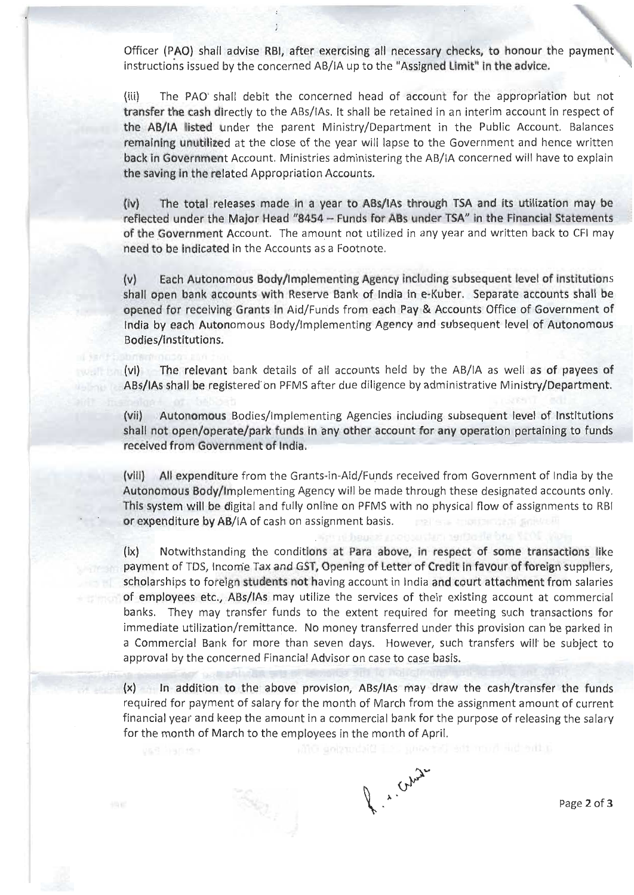Officer (PAO) shall advise RBI, after exercising all necessary checks, to honour the payment instructions issued by the concerned AB/IA up to the "Assigned Limit" in the advice.

(iii) The PAO shall debit the concerned head of account for the appropriation but not transfer the cash directly to the ABs/IAs. It shall be retained in an interim account in respect of the AB/IA listed under the parent Ministry/Department in the Public Account. Balances remaining unutilized at the close of the year will lapse to the Government and hence written back in Government Account. Ministries administering the AB/IA concerned will have to explain the saving in the related Appropriation Accounts.

(iv) The total releases made in a year to ABs/IAs through TSA and its utilization may be reflected under the Major Head "8454 – Funds for ABs under TSA" in the Financial Statements of the Government Account. The amount not utilized in any year and written back to CFI may need to be indicated in the Accounts as a Footnote.

(v) Each Autonomous Body/Implementing Agency including subsequent level of institutions shall open bank accounts with Reserve Bank of India in e-Kuber. Separate accounts shall be opened for receiving Grants in Aid/Funds from each Pay & Accounts Office of Government of India by each Autonomous Body/Implementing Agency and subsequent level of Autonomous Bodies/Institutions.

(vi) The relevant bank details of all accounts held by the AB/IA as well as of payees of ABs/IAs shall be registered on PFMS after due diligence by administrative Ministry/Department.

(vii) Autonomous Bodies/Implementing Agencies including subsequent level of Institutions shall not open/operate/park funds in any other account for any operation pertaining to funds received from Government of India.

(viii) All expenditure from the Grants-in-Aid/Funds received from Government of India by the Autonomous Body/Implementing Agency will be made through these designated accounts only. This system will be digital and fully online on PFMS with no physical flow of assignments to RBI or expenditure by AB/IA of cash on assignment basis.

(ix) Notwithstanding the conditions at Para above, in respect of some transactions like payment of TDS, Income Tax and GST, Opening of Letter of Credit in favour of foreign suppliers, scholarships to foreign students not having account in India and court attachment from salaries of employees etc., ABs/IAs may utilize the services of their existing account at commercial banks. They may transfer funds to the extent required for meeting such transactions for immediate utilization/remittance. No money transferred under this provision can be parked in a Commercial Bank for more than seven days. However, such transfers will be subject to approval by the concerned Financial Advisor on case to case basis.

(x) In addition to the above provision, ABs/IAs may draw the cash/transfer the funds required for payment of salary for the month of March from the assignment amount of current financial year and keep the amount in a commercial bank for the purpose of releasing the salary for the month of March to the employees in the month of April.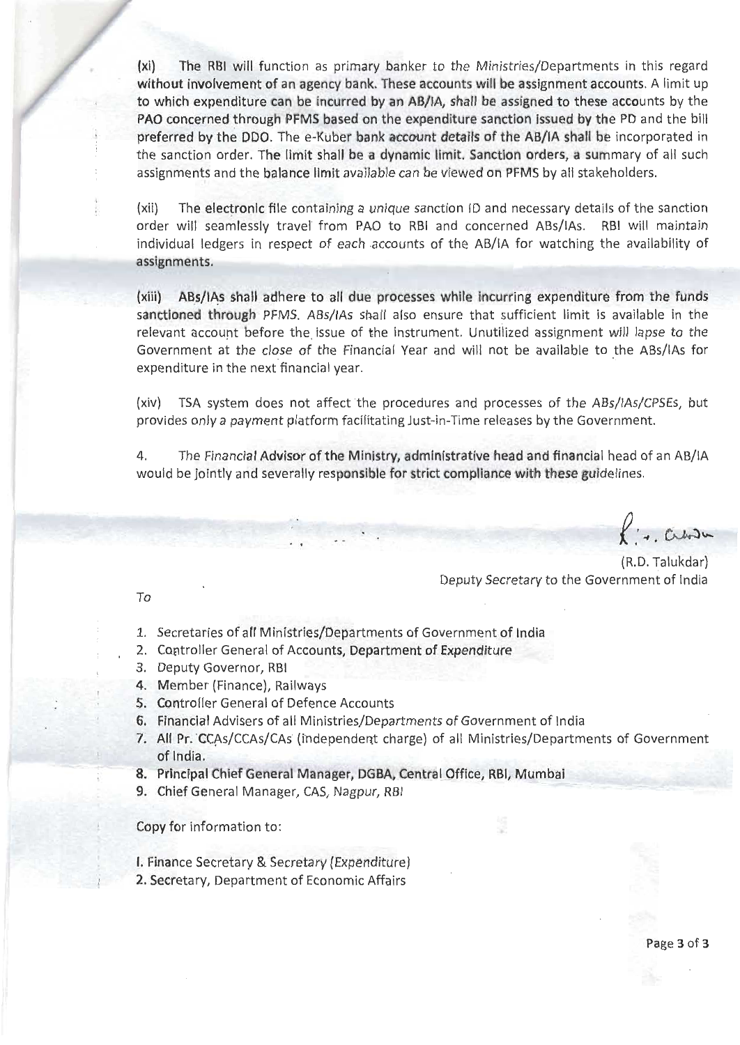(xi) The RBI will function as primary banker to the Ministries/Departments in this regard without involvement of an agency bank. These accounts will be assignment accounts. A limit up to which expenditure can be incurred by an AB/IA, shall be assigned to these accounts by the PAO concerned through PFMS based on the expenditure sanction issued by the PD and the bill preferred by the DDO. The e-Kuber bank account details of the AB/IA shall be incorporated in the sanction order. The limit shall be a dynamic limit. Sanction orders, a summary of all such assignments and the balance limit available can be viewed on PFMS by all stakeholders.

(xii) The electronic file containing a unique sanction ID and necessary details of the sanction order will seamlessly travel from PAO to RBI and concerned ABs/IAs. RBI will maintain individual ledgers in respect of each accounts of the AB/IA for watching the availability of assignments.

(xiii) ABs/IAs shall adhere to all due processes while incurring expenditure from the funds sanctioned through PFMS. ABs/IAs shall also ensure that sufficient limit is available in the relevant account before the issue of the instrument. Unutilized assignment will lapse to the Government at the close of the Financial Year and will not be available to the ABs/IAs for expenditure in the next financial year.

(xiv) TSA system does not affect the procedures and processes of the ABs/IAs/CPSEs, but provides only a payment platform facilitating Just-in-Time releases by the Government.

4. The Financial Advisor of the Ministry, administrative head and financial head of an AB/IA would be jointly and severally responsible for strict compliance with these guidelines.

(R.D. Talukdar)
Deputy Secretary to the Government of India

To

1. Secretaries of all Ministries/Departments of Government of India
2. Controller General of Accounts, Department of Expenditure
3. Deputy Governor, RBI
4. Member (Finance), Railways
5. Controller General of Defence Accounts
6. Financial Advisers of all Ministries/Departments of Government of India
7. All Pr. CCAs/CCAs/CAs (independent charge) of all Ministries/Departments of Government of India.
8. Principal Chief General Manager, DGBA, Central Office, RBI, Mumbai
9. Chief General Manager, CAS, Nagpur, RBI

Copy for information to:

1. Finance Secretary & Secretary (Expenditure)
2. Secretary, Department of Economic Affairs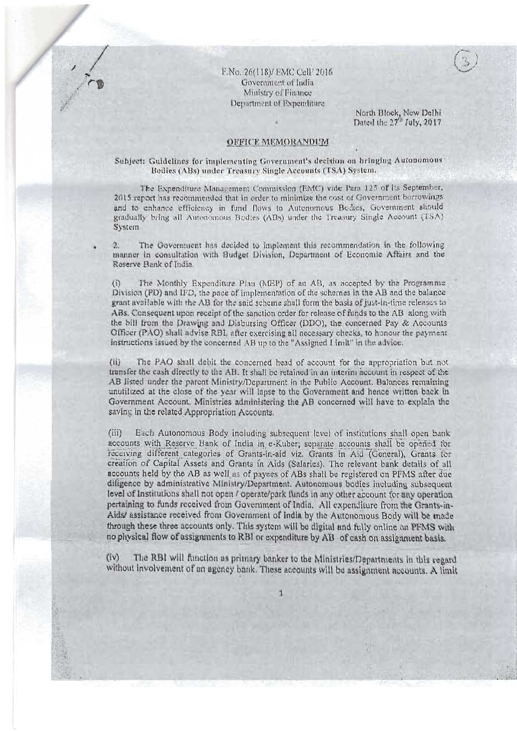F.No. 26(118)/ EMC Cell/ 2016
Government of India
Ministry of Finance
Department of Expenditure

North Block, New Delhi
Dated the 27th July, 2017

## OFFICE MEMORANDUM

**Subject: Guidelines for implementing Government's decision on bringing Autonomous Bodies (ABs) under Treasury Single Accounts (TSA) System.**

The Expenditure Management Commission (EMC) vide Para 125 of its September, 2015 report has recommended that in order to minimize the cost of Government borrowings and to enhance efficiency in fund flows to Autonomous Bodies, Government should gradually bring all Autonomous Bodies (ABs) under the Treasury Single Account (TSA) System.

2. The Government has decided to implement this recommendation in the following manner in consultation with Budget Division, Department of Economic Affairs and the Reserve Bank of India.

(i) The Monthly Expenditure Plan (MEP) of an AB, as accepted by the Programme Division (PD) and IFD, the pace of implementation of the schemes in the AB and the balance grant available with the AB for the said scheme shall form the basis of just-in-time releases to ABs. Consequent upon receipt of the sanction order for release of funds to the AB along with the bill from the Drawing and Disbursing Officer (DDO), the concerned Pay & Accounts Officer (PAO) shall advise RBI, after exercising all necessary checks, to honour the payment instructions issued by the concerned AB up to the "Assigned Limit" in the advice.

(ii) The PAO shall debit the concerned head of account for the appropriation but not transfer the cash directly to the AB. It shall be retained in an interim account in respect of the AB listed under the parent Ministry/Department in the Public Account. Balances remaining unutilized at the close of the year will lapse to the Government and hence written back in Government Account. Ministries administering the AB concerned will have to explain the saving in the related Appropriation Accounts.

(iii) Each Autonomous Body including subsequent level of institutions shall open bank accounts with Reserve Bank of India in e-Kuber; separate accounts shall be opened for receiving different categories of Grants-in-aid viz. Grants in Aid (General), Grants for creation of Capital Assets and Grants in Aids (Salaries). The relevant bank details of all accounts held by the AB as well as of payees of ABs shall be registered on PFMS after due diligence by administrative Ministry/Department. Autonomous bodies including subsequent level of Institutions shall not open / operate/park funds in any other account for any operation pertaining to funds received from Government of India. All expenditure from the Grants-in-Aids/ assistance received from Government of India by the Autonomous Body will be made through these three accounts only. This system will be digital and fully online on PFMS with no physical flow of assignments to RBI or expenditure by AB of cash on assignment basis.

(iv) The RBI will function as primary banker to the Ministries/Departments in this regard without involvement of an agency bank. These accounts will be assignment accounts. A limit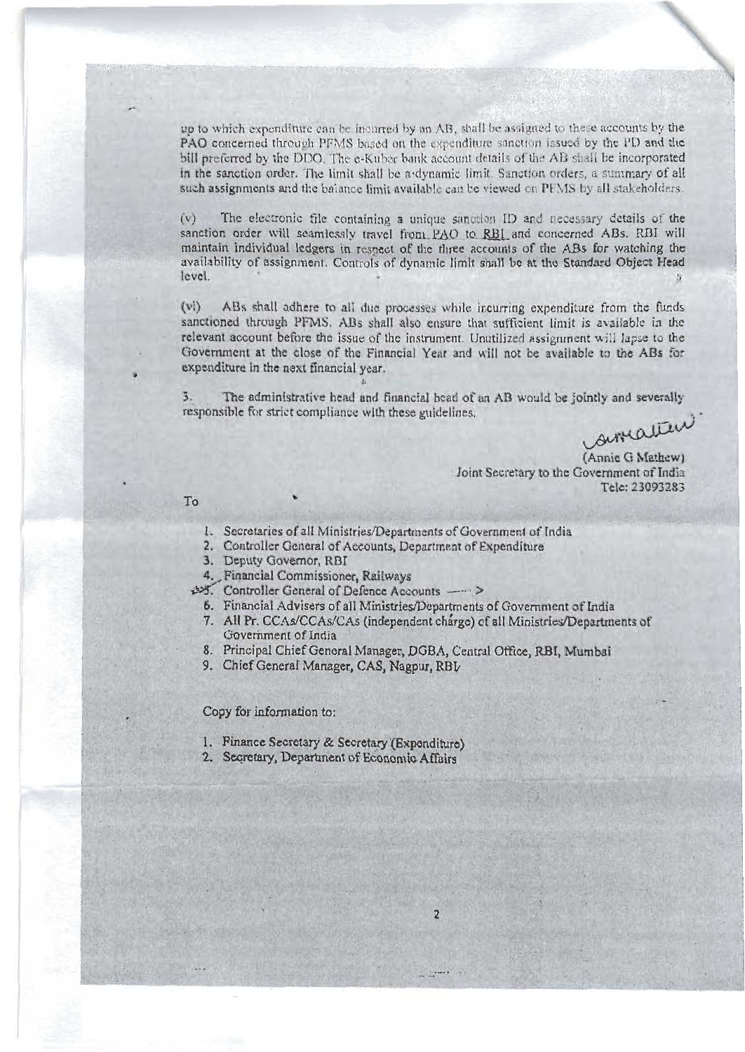up to which expenditure can be incurred by an AB, shall be assigned to these accounts by the PAO concerned through PFMS based on the expenditure sanction issued by the PD and the bill preferred by the DDO. The e-Kuber bank account details of the AB shall be incorporated in the sanction order. The limit shall be a dynamic limit. Sanction orders, a summary of all such assignments and the balance limit available can be viewed on PFMS by all stakeholders.

(v) The electronic file containing a unique sanction ID and necessary details of the sanction order will seamlessly travel from PAO to RBI and concerned ABs. RBI will maintain individual ledgers in respect of the three accounts of the ABs for watching the availability of assignment. Controls of dynamic limit shall be at the Standard Object Head level.

(vi) ABs shall adhere to all due processes while incurring expenditure from the funds sanctioned through PFMS. ABs shall also ensure that sufficient limit is available in the relevant account before the issue of the instrument. Unutilized assignment will lapse to the Government at the close of the Financial Year and will not be available to the ABs for expenditure in the next financial year.

3. The administrative head and financial head of an AB would be jointly and severally responsible for strict compliance with these guidelines.

(Annie G Mathew)
Joint Secretary to the Government of India
Tele: 23093283

To

1. Secretaries of all Ministries/Departments of Government of India
2. Controller General of Accounts, Department of Expenditure
3. Deputy Governor, RBI
4. Financial Commissioner, Railways
5. Controller General of Defence Accounts
6. Financial Advisers of all Ministries/Departments of Government of India
7. All Pr. CCAs/CCAs/CAs (independent charge) of all Ministries/Departments of Government of India
8. Principal Chief General Manager, DGBA, Central Office, RBI, Mumbai
9. Chief General Manager, CAS, Nagpur, RBI

Copy for information to:

1. Finance Secretary & Secretary (Expenditure)
2. Secretary, Department of Economic Affairs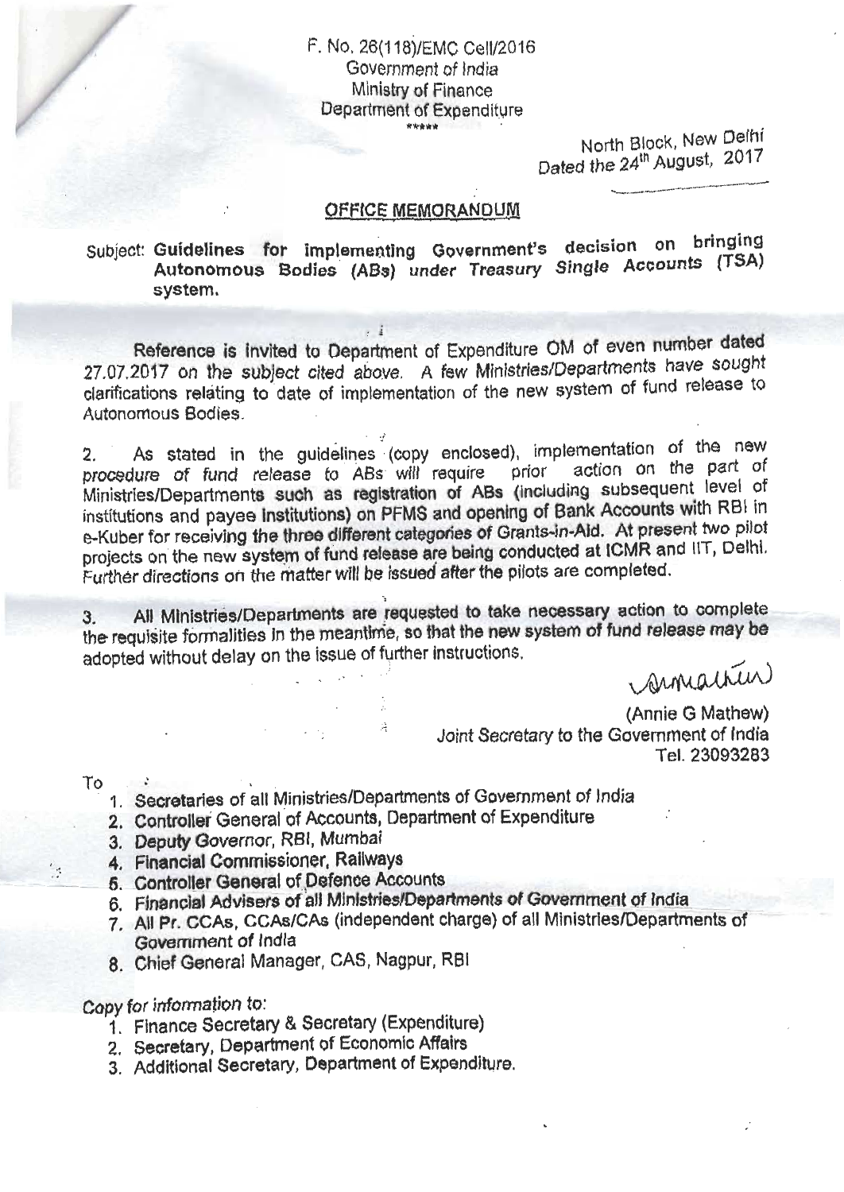F. No. 26(118)/EMC Cell/2016
Government of India
Ministry of Finance
Department of Expenditure
\*\*\*\*\*

North Block, New Delhi
Dated the 24th August, 2017

## OFFICE MEMORANDUM

Subject: **Guidelines for implementing Government's decision on bringing Autonomous Bodies (ABs) under Treasury Single Accounts (TSA) system.**

Reference is invited to Department of Expenditure OM of even number dated 27.07.2017 on the subject cited above. A few Ministries/Departments have sought clarifications relating to date of implementation of the new system of fund release to Autonomous Bodies.

2. As stated in the guidelines (copy enclosed), implementation of the new procedure of fund release to ABs will require prior action on the part of Ministries/Departments such as registration of ABs (including subsequent level of institutions and payee institutions) on PFMS and opening of Bank Accounts with RBI in e-Kuber for receiving the three different categories of Grants-in-Aid. At present two pilot projects on the new system of fund release are being conducted at ICMR and IIT, Delhi. Further directions on the matter will be issued after the pilots are completed.

3. All Ministries/Departments are requested to take necessary action to complete the requisite formalities in the meantime, so that the new system of fund release may be adopted without delay on the issue of further instructions.

(Annie G Mathew)
Joint Secretary to the Government of India
Tel. 23093283

To

1. Secretaries of all Ministries/Departments of Government of India
2. Controller General of Accounts, Department of Expenditure
3. Deputy Governor, RBI, Mumbai
4. Financial Commissioner, Railways
5. Controller General of Defence Accounts
6. Financial Advisers of all Ministries/Departments of Government of India
7. All Pr. CCAs, CCAs/CAs (independent charge) of all Ministries/Departments of Government of India
8. Chief General Manager, CAS, Nagpur, RBI

*Copy for information to:*

1. Finance Secretary & Secretary (Expenditure)
2. Secretary, Department of Economic Affairs
3. Additional Secretary, Department of Expenditure.